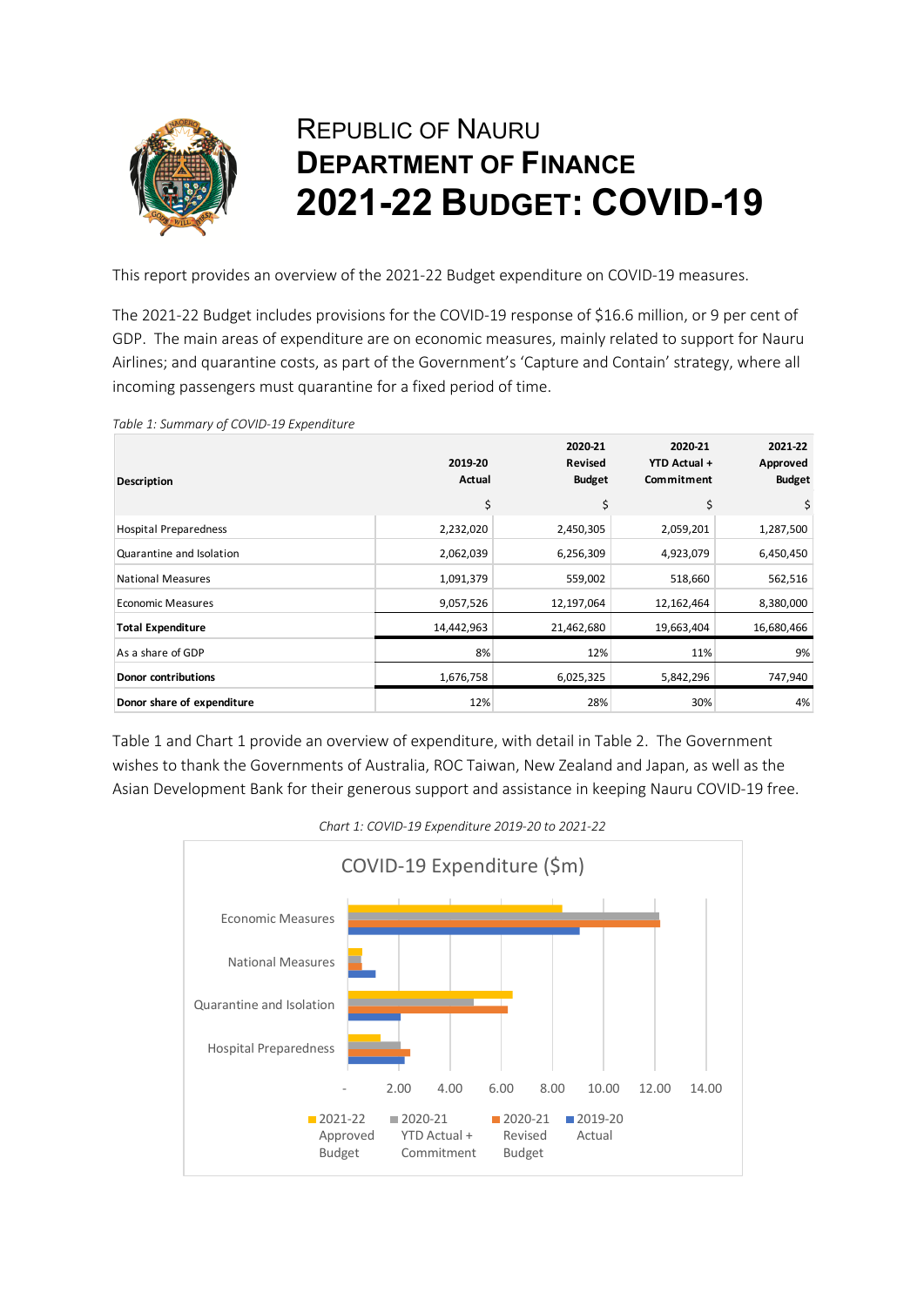# Republic of Nauru
# Department of Finance
# 2021-22 Budget: COVID-19

This report provides an overview of the 2021-22 Budget expenditure on COVID-19 measures.

The 2021-22 Budget includes provisions for the COVID-19 response of $16.6 million, or 9 per cent of GDP. The main areas of expenditure are on economic measures, mainly related to support for Nauru Airlines; and quarantine costs, as part of the Government's 'Capture and Contain' strategy, where all incoming passengers must quarantine for a fixed period of time.

*Table 1: Summary of COVID-19 Expenditure*

| Description | 2019-20 Actual | 2020-21 Revised Budget | 2020-21 YTD Actual + Commitment | 2021-22 Approved Budget |
|---|---|---|---|---|
| | $ | $ | $ | $ |
| Hospital Preparedness | 2,232,020 | 2,450,305 | 2,059,201 | 1,287,500 |
| Quarantine and Isolation | 2,062,039 | 6,256,309 | 4,923,079 | 6,450,450 |
| National Measures | 1,091,379 | 559,002 | 518,660 | 562,516 |
| Economic Measures | 9,057,526 | 12,197,064 | 12,162,464 | 8,380,000 |
| **Total Expenditure** | 14,442,963 | 21,462,680 | 19,663,404 | 16,680,466 |
| As a share of GDP | 8% | 12% | 11% | 9% |
| **Donor contributions** | 1,676,758 | 6,025,325 | 5,842,296 | 747,940 |
| **Donor share of expenditure** | 12% | 28% | 30% | 4% |

Table 1 and Chart 1 provide an overview of expenditure, with detail in Table 2. The Government wishes to thank the Governments of Australia, ROC Taiwan, New Zealand and Japan, as well as the Asian Development Bank for their generous support and assistance in keeping Nauru COVID-19 free.

*Chart 1: COVID-19 Expenditure 2019-20 to 2021-22*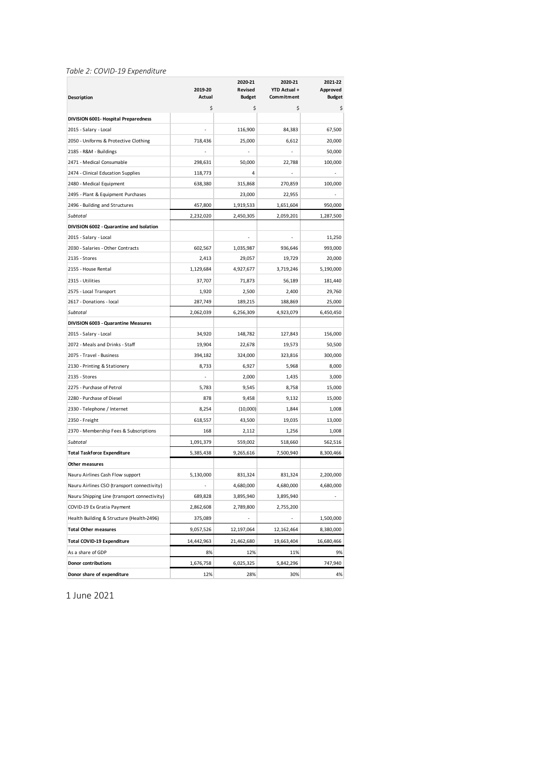*Table 2: COVID-19 Expenditure*

| Description | 2019-20 Actual | 2020-21 Revised Budget | 2020-21 YTD Actual + Commitment | 2021-22 Approved Budget |
|---|---|---|---|---|
| | $ | $ | $ | $ |
| **DIVISION 6001- Hospital Preparedness** | | | | |
| 2015 - Salary - Local | - | 116,900 | 84,383 | 67,500 |
| 2050 - Uniforms & Protective Clothing | 718,436 | 25,000 | 6,612 | 20,000 |
| 2185 - R&M - Buildings | - | - | - | 50,000 |
| 2471 - Medical Consumable | 298,631 | 50,000 | 22,788 | 100,000 |
| 2474 - Clinical Education Supplies | 118,773 | 4 | - | - |
| 2480 - Medical Equipment | 638,380 | 315,868 | 270,859 | 100,000 |
| 2495 - Plant & Equipment Purchases | | 23,000 | 22,955 | - |
| 2496 - Building and Structures | 457,800 | 1,919,533 | 1,651,604 | 950,000 |
| *Subtotal* | 2,232,020 | 2,450,305 | 2,059,201 | 1,287,500 |
| **DIVISION 6002 - Quarantine and Isolation** | | | | |
| 2015 - Salary - Local | | - | - | 11,250 |
| 2030 - Salaries - Other Contracts | 602,567 | 1,035,987 | 936,646 | 993,000 |
| 2135 - Stores | 2,413 | 29,057 | 19,729 | 20,000 |
| 2155 - House Rental | 1,129,684 | 4,927,677 | 3,719,246 | 5,190,000 |
| 2315 - Utilities | 37,707 | 71,873 | 56,189 | 181,440 |
| 2575 - Local Transport | 1,920 | 2,500 | 2,400 | 29,760 |
| 2617 - Donations - local | 287,749 | 189,215 | 188,869 | 25,000 |
| *Subtotal* | 2,062,039 | 6,256,309 | 4,923,079 | 6,450,450 |
| **DIVISION 6003 - Quarantine Measures** | | | | |
| 2015 - Salary - Local | 34,920 | 148,782 | 127,843 | 156,000 |
| 2072 - Meals and Drinks - Staff | 19,904 | 22,678 | 19,573 | 50,500 |
| 2075 - Travel - Business | 394,182 | 324,000 | 323,816 | 300,000 |
| 2130 - Printing & Stationery | 8,733 | 6,927 | 5,968 | 8,000 |
| 2135 - Stores | - | 2,000 | 1,435 | 3,000 |
| 2275 - Purchase of Petrol | 5,783 | 9,545 | 8,758 | 15,000 |
| 2280 - Purchase of Diesel | 878 | 9,458 | 9,132 | 15,000 |
| 2330 - Telephone / Internet | 8,254 | (10,000) | 1,844 | 1,008 |
| 2350 - Freight | 618,557 | 43,500 | 19,035 | 13,000 |
| 2370 - Membership Fees & Subscriptions | 168 | 2,112 | 1,256 | 1,008 |
| *Subtotal* | 1,091,379 | 559,002 | 518,660 | 562,516 |
| **Total Taskforce Expenditure** | 5,385,438 | 9,265,616 | 7,500,940 | 8,300,466 |
| **Other measures** | | | | |
| Nauru Airlines Cash Flow support | 5,130,000 | 831,324 | 831,324 | 2,200,000 |
| Nauru Airlines CSO (transport connectivity) | - | 4,680,000 | 4,680,000 | 4,680,000 |
| Nauru Shipping Line (transport connectivity) | 689,828 | 3,895,940 | 3,895,940 | - |
| COVID-19 Ex Gratia Payment | 2,862,608 | 2,789,800 | 2,755,200 | |
| Health Building & Structure (Health-2496) | 375,089 | - | - | 1,500,000 |
| **Total Other measures** | 9,057,526 | 12,197,064 | 12,162,464 | 8,380,000 |
| **Total COVID-19 Expenditure** | 14,442,963 | 21,462,680 | 19,663,404 | 16,680,466 |
| As a share of GDP | 8% | 12% | 11% | 9% |
| **Donor contributions** | 1,676,758 | 6,025,325 | 5,842,296 | 747,940 |
| **Donor share of expenditure** | 12% | 28% | 30% | 4% |

1 June 2021